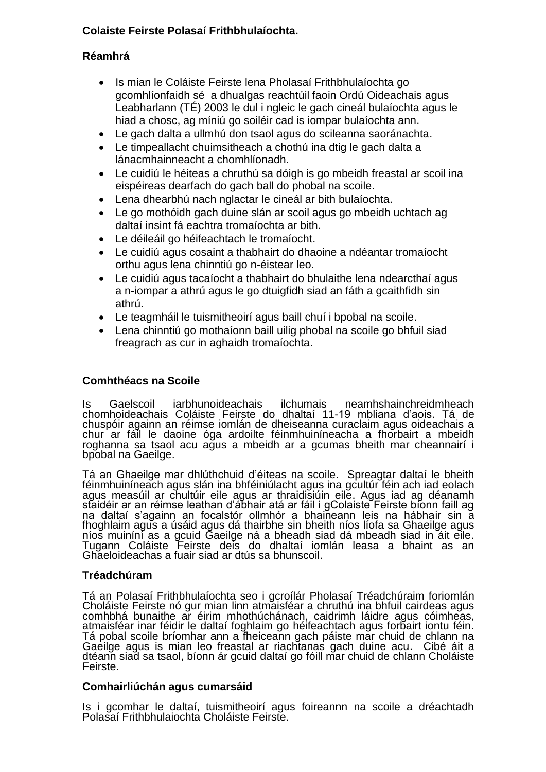**Colaiste Feirste Polasaí Frithbhulaíochta.**

**Réamhrá**

- Is mian le Coláiste Feirste lena Pholasaí Frithbhulaíochta go gcomhlíonfaidh sé a dhualgas reachtúil faoin Ordú Oideachais agus Leabharlann (TÉ) 2003 le dul i ngleic le gach cineál bulaíochta agus le hiad a chosc, ag míniú go soiléir cad is iompar bulaíochta ann.
- Le gach dalta a ullmhú don tsaol agus do scileanna saoránachta.
- Le timpeallacht chuimsitheach a chothú ina dtig le gach dalta a lánacmhainneacht a chomhlíonadh.
- Le cuidiú le héiteas a chruthú sa dóigh is go mbeidh freastal ar scoil ina eispéireas dearfach do gach ball do phobal na scoile.
- Lena dhearbhú nach nglactar le cineál ar bith bulaíochta.
- Le go mothóidh gach duine slán ar scoil agus go mbeidh uchtach ag daltaí insint fá eachtra tromaíochta ar bith.
- Le déileáil go héifeachtach le tromaíocht.
- Le cuidiú agus cosaint a thabhairt do dhaoine a ndéantar tromaíocht orthu agus lena chinntiú go n-éistear leo.
- Le cuidiú agus tacaíocht a thabhairt do bhulaithe lena ndearcthaí agus a n-iompar a athrú agus le go dtuigfidh siad an fáth a gcaithfidh sin athrú.
- Le teagmháil le tuismitheoirí agus baill chuí i bpobal na scoile.
- Lena chinntiú go mothaíonn baill uilig phobal na scoile go bhfuil siad freagrach as cur in aghaidh tromaíochta.

**Comhthéacs na Scoile**

Is Gaelscoil iarbhunoideachais ilchumais neamhshainchreidmheach chomhoideachais Coláiste Feirste do dhaltaí 11-19 mbliana d'aois. Tá de chuspóir againn an réimse iomlán de dheiseanna curaclaim agus oideachais a chur ar fáil le daoine óga ardoilte féinmhuiníneacha a fhorbairt a mbeidh roghanna sa tsaol acu agus a mbeidh ar a gcumas bheith mar cheannairí i bpobal na Gaeilge.

Tá an Ghaeilge mar dhlúthchuid d'éiteas na scoile. Spreagtar daltaí le bheith féinmhuiníneach agus slán ina bhféiniúlacht agus ina gcultúr féin ach iad eolach agus measúil ar chultúir eile agus ar thraidisiúin eile. Agus iad ag déanamh staidéir ar an réimse leathan d'ábhair atá ar fáil i gColaiste Feirste bíonn faill ag na daltaí s'againn an focalstór ollmhór a bhaineann leis na hábhair sin a fhoghlaim agus a úsáid agus dá thairbhe sin bheith níos líofa sa Ghaeilge agus níos muiníní as a gcuid Gaeilge ná a bheadh siad dá mbeadh siad in áit eile. Tugann Coláiste Feirste deis do dhaltaí iomlán leasa a bhaint as an Ghaeloideachas a fuair siad ar dtús sa bhunscoil.

**Tréadchúram**

Tá an Polasaí Frithbhulaíochta seo i gcroílár Pholasaí Tréadchúraim foriomlán Choláiste Feirste nó gur mian linn atmaisféar a chruthú ina bhfuil cairdeas agus comhbhá bunaithe ar éirim mhothúchánach, caidrimh láidre agus cóimheas, atmaisféar inar féidir le daltaí foghlaim go héifeachtach agus forbairt iontu féin. Tá pobal scoile bríomhar ann a fheiceann gach páiste mar chuid de chlann na Gaeilge agus is mian leo freastal ar riachtanas gach duine acu. Cibé áit a dtéann siad sa tsaol, bíonn ár gcuid daltaí go fóill mar chuid de chlann Choláiste Feirste.

**Comhairliúchán agus cumarsáid**

Is i gcomhar le daltaí, tuismitheoirí agus foireannn na scoile a dréachtadh Polasaí Frithbhulaiochta Choláiste Feirste.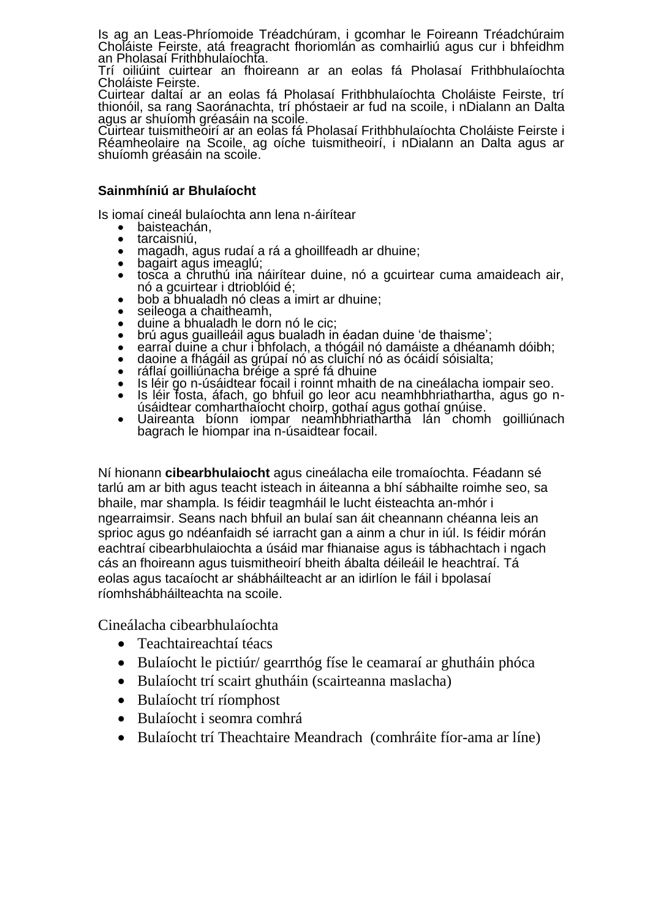Is ag an Leas-Phríomoide Tréadchúram, i gcomhar le Foireann Tréadchúraim Choláiste Feirste, atá freagracht fhoriomlán as comhairliú agus cur i bhfeidhm an Pholasaí Frithbhulaíochta.
Trí oiliúint cuirtear an fhoireann ar an eolas fá Pholasaí Frithbhulaíochta Choláiste Feirste.
Cuirtear daltaí ar an eolas fá Pholasaí Frithbhulaíochta Choláiste Feirste, trí thionóil, sa rang Saoránachta, trí phóstaeir ar fud na scoile, i nDialann an Dalta agus ar shuíomh gréasáin na scoile.
Cuirtear tuismitheoirí ar an eolas fá Pholasaí Frithbhulaíochta Choláiste Feirste i Réamheolaire na Scoile, ag oíche tuismitheoirí, i nDialann an Dalta agus ar shuíomh gréasáin na scoile.

**Sainmhíniú ar Bhulaíocht**

Is iomaí cineál bulaíochta ann lena n-áirítear

- baisteachán,
- tarcaisniú,
- magadh, agus rudaí a rá a ghoillfeadh ar dhuine;
- bagairt agus imeaglú;
- tosca a chruthú ina náirítear duine, nó a gcuirtear cuma amaideach air, nó a gcuirtear i dtrioblóid é;
- bob a bhualadh nó cleas a imirt ar dhuine;
- seileoga a chaitheamh,
- duine a bhualadh le dorn nó le cic;
- brú agus guailleáil agus bualadh in éadan duine 'de thaisme';
- earraí duine a chur i bhfolach, a thógáil nó damáiste a dhéanamh dóibh;
- daoine a fhágáil as grúpaí nó as cluichí nó as ócáidí sóisialta;
- ráflaí goilliúnacha bréige a spré fá dhuine
- Is léir go n-úsáidtear focail i roinnt mhaith de na cineálacha iompair seo.
- Is léir fosta, áfach, go bhfuil go leor acu neamhbhriathartha, agus go n-úsáidtear comharthaíocht choirp, gothaí agus gothaí gnúise.
- Uaireanta bíonn iompar neamhbhriathartha lán chomh goilliúnach bagrach le hiompar ina n-úsaidtear focail.

Ní hionann **cibearbhulaiocht** agus cineálacha eile tromaíochta. Féadann sé tarlú am ar bith agus teacht isteach in áiteanna a bhí sábhailte roimhe seo, sa bhaile, mar shampla. Is féidir teagmháil le lucht éisteachta an-mhór i ngearraimsir. Seans nach bhfuil an bulaí san áit cheannann chéanna leis an sprioc agus go ndéanfaidh sé iarracht gan a ainm a chur in iúl. Is féidir mórán eachtraí cibearbhulaiochta a úsáid mar fhianaise agus is tábhachtach i ngach cás an fhoireann agus tuismitheoirí bheith ábalta déileáil le heachtraí. Tá eolas agus tacaíocht ar shábháilteacht ar an idirlíon le fáil i bpolasaí ríomhshábháilteachta na scoile.

Cineálacha cibearbhulaíochta

- Teachtaireachtaí téacs
- Bulaíocht le pictiúr/ gearrthóg físe le ceamaraí ar ghutháin phóca
- Bulaíocht trí scairt ghutháin (scairteanna maslacha)
- Bulaíocht trí ríomphost
- Bulaíocht i seomra comhrá
- Bulaíocht trí Theachtaire Meandrach (comhráite fíor-ama ar líne)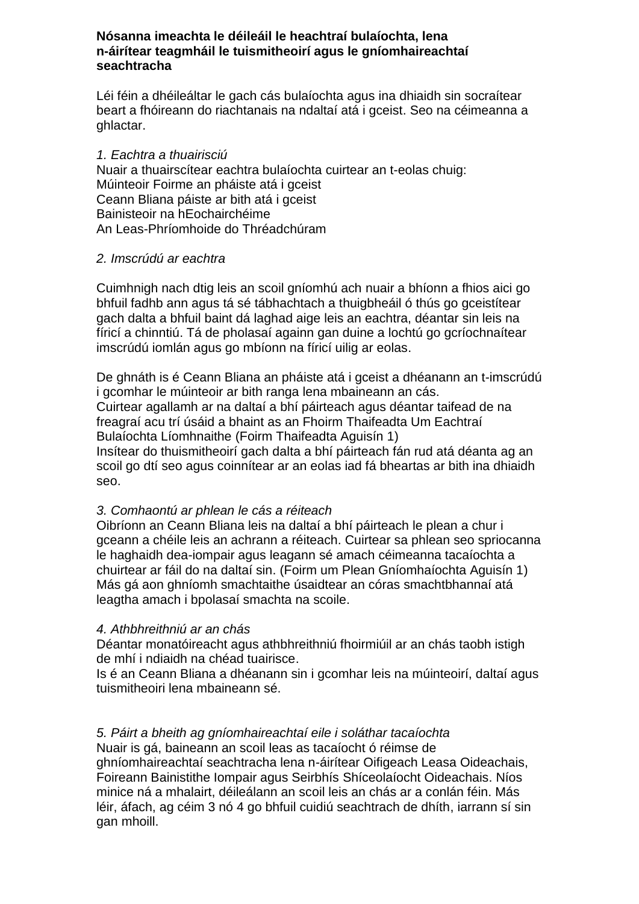**Nósanna imeachta le déileáil le heachtraí bulaíochta, lena n-áirítear teagmháil le tuismitheoirí agus le gníomhaireachtaí seachtracha**

Léi féin a dhéileáltar le gach cás bulaíochta agus ina dhiaidh sin socraítear beart a fhóireann do riachtanais na ndaltaí atá i gceist. Seo na céimeanna a ghlactar.

*1. Eachtra a thuairisciú*
Nuair a thuairscítear eachtra bulaíochta cuirtear an t-eolas chuig:
Múinteoir Foirme an pháiste atá i gceist
Ceann Bliana páiste ar bith atá i gceist
Bainisteoir na hEochairchéime
An Leas-Phríomhoide do Thréadchúram

*2. Imscrúdú ar eachtra*

Cuimhnigh nach dtig leis an scoil gníomhú ach nuair a bhíonn a fhios aici go bhfuil fadhb ann agus tá sé tábhachtach a thuigbheáil ó thús go gceistítear gach dalta a bhfuil baint dá laghad aige leis an eachtra, déantar sin leis na fíricí a chinntiú. Tá de pholasaí againn gan duine a lochtú go gcríochnaítear imscrúdú iomlán agus go mbíonn na fíricí uilig ar eolas.

De ghnáth is é Ceann Bliana an pháiste atá i gceist a dhéanann an t-imscrúdú i gcomhar le múinteoir ar bith ranga lena mbaineann an cás.
Cuirtear agallamh ar na daltaí a bhí páirteach agus déantar taifead de na freagraí acu trí úsáid a bhaint as an Fhoirm Thaifeadta Um Eachtraí Bulaíochta Líomhnaithe (Foirm Thaifeadta Aguisín 1)
Insítear do thuismitheoirí gach dalta a bhí páirteach fán rud atá déanta ag an scoil go dtí seo agus coinnítear ar an eolas iad fá bheartas ar bith ina dhiaidh seo.

*3. Comhaontú ar phlean le cás a réiteach*
Oibríonn an Ceann Bliana leis na daltaí a bhí páirteach le plean a chur i gceann a chéile leis an achrann a réiteach. Cuirtear sa phlean seo spriocanna le haghaidh dea-iompair agus leagann sé amach céimeanna tacaíochta a chuirtear ar fáil do na daltaí sin. (Foirm um Plean Gníomhaíochta Aguisín 1)
Más gá aon ghníomh smachtaithe úsaidtear an córas smachtbhannaí atá leagtha amach i bpolasaí smachta na scoile.

*4. Athbhreithniú ar an chás*
Déantar monatóireacht agus athbhreithniú fhoirmiúil ar an chás taobh istigh de mhí i ndiaidh na chéad tuairisce.
Is é an Ceann Bliana a dhéanann sin i gcomhar leis na múinteoirí, daltaí agus tuismitheoiri lena mbaineann sé.

*5. Páirt a bheith ag gníomhaireachtaí eile i soláthar tacaíochta*
Nuair is gá, baineann an scoil leas as tacaíocht ó réimse de ghníomhaireachtaí seachtracha lena n-áirítear Oifigeach Leasa Oideachais, Foireann Bainistithe Iompair agus Seirbhís Shíceolaíocht Oideachais. Níos minice ná a mhalairt, déileálann an scoil leis an chás ar a conlán féin. Más léir, áfach, ag céim 3 nó 4 go bhfuil cuidiú seachtrach de dhíth, iarrann sí sin gan mhoill.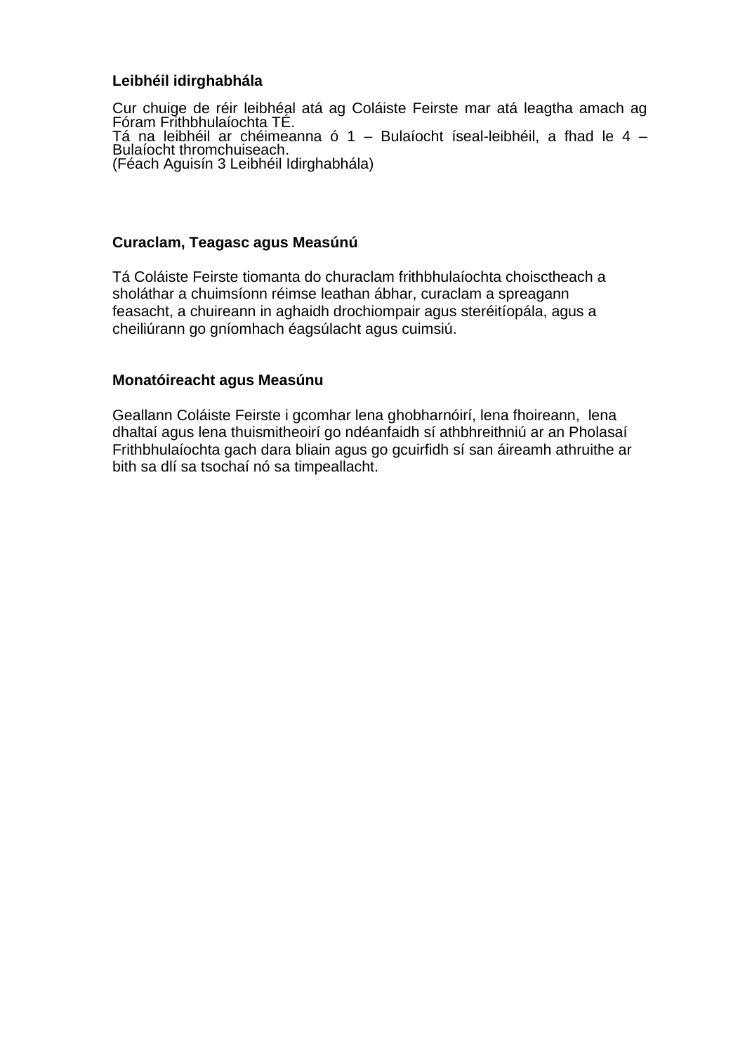**Leibhéil idirghabhála**

Cur chuige de réir leibhéal atá ag Coláiste Feirste mar atá leagtha amach ag Fóram Frithbhulaíochta TÉ.
Tá na leibhéil ar chéimeanna ó 1 – Bulaíocht íseal-leibhéil, a fhad le 4 – Bulaíocht thromchuiseach.
(Féach Aguisín 3 Leibhéil Idirghabhála)

**Curaclam, Teagasc agus Measúnú**

Tá Coláiste Feirste tiomanta do churaclam frithbhulaíochta choisctheach a sholáthar a chuimsíonn réimse leathan ábhar, curaclam a spreagann feasacht, a chuireann in aghaidh drochiompair agus steréitíopála, agus a cheiliúrann go gníomhach éagsúlacht agus cuimsiú.

**Monatóireacht agus Measúnu**

Geallann Coláiste Feirste i gcomhar lena ghobharnóirí, lena fhoireann, lena dhaltaí agus lena thuismitheoirí go ndéanfaidh sí athbhreithniú ar an Pholasaí Frithbhulaíochta gach dara bliain agus go gcuirfidh sí san áireamh athruithe ar bith sa dlí sa tsochaí nó sa timpeallacht.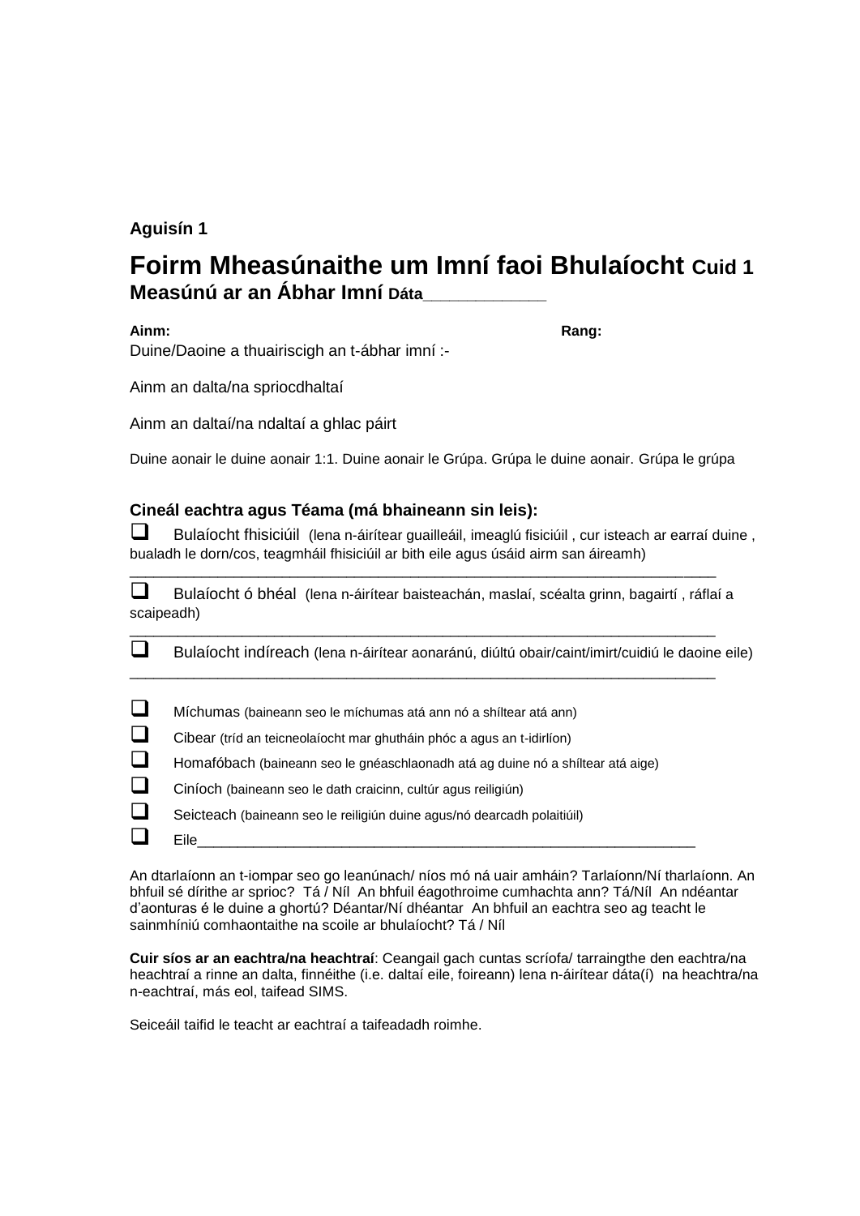**Aguisín 1**

# Foirm Mheasúnaithe um Imní faoi Bhulaíocht Cuid 1

**Measúnú ar an Ábhar Imní** Dáta_____________

**Ainm:** **Rang:**

Duine/Daoine a thuairiscigh an t-ábhar imní :-

Ainm an dalta/na spriocdhaltaí

Ainm an daltaí/na ndaltaí a ghlac páirt

Duine aonair le duine aonair 1:1. Duine aonair le Grúpa. Grúpa le duine aonair. Grúpa le grúpa

**Cineál eachtra agus Téama (má bhaineann sin leis):**

- ❑ Bulaíocht fhisiciúil (lena n-áirítear guailleáil, imeaglú fisiciúil , cur isteach ar earraí duine , bualadh le dorn/cos, teagmháil fhisiciúil ar bith eile agus úsáid airm san áireamh) ____________________________________________________________________
- ❑ Bulaíocht ó bhéal (lena n-áirítear baisteachán, maslaí, scéalta grinn, bagairtí , ráflaí a scaipeadh) ____________________________________________________________________
- ❑ Bulaíocht indíreach (lena n-áirítear aonaránú, diúltú obair/caint/imirt/cuidiú le daoine eile) ____________________________________________________________________

- ❑ Míchumas (baineann seo le míchumas atá ann nó a shíltear atá ann)
- ❑ Cibear (tríd an teicneolaíocht mar ghutháin póc a agus an t-idirlíon)
- ❑ Homafóbach (baineann seo le gnéaschlaonadh atá ag duine nó a shíltear atá aige)
- ❑ Ciníoch (baineann seo le dath craicinn, cultúr agus reiligiún)
- ❑ Seicteach (baineann seo le reiligiún duine agus/nó dearcadh polaitiúil)
- ❑ Eile____________________________________________________________

An dtarlaíonn an t-iompar seo go leanúnach/ níos mó ná uair amháin? Tarlaíonn/Ní tharlaíonn. An bhfuil sé dírithe ar sprioc? Tá / Níl An bhfuil éagothroime cumhachta ann? Tá/Níl An ndéantar d'aonturas é le duine a ghortú? Déantar/Ní dhéantar An bhfuil an eachtra seo ag teacht le sainmhíniú comhaontaithe na scoile ar bhulaíocht? Tá / Níl

**Cuir síos ar an eachtra/na heachtraí**: Ceangail gach cuntas scríofa/ tarraingthe den eachtra/na heachtraí a rinne an dalta, finnéithe (i.e. daltaí eile, foireann) lena n-áirítear dáta(í) na heachtra/na n-eachtraí, más eol, taifead SIMS.

Seiceáil taifid le teacht ar eachtraí a taifeadadh roimhe.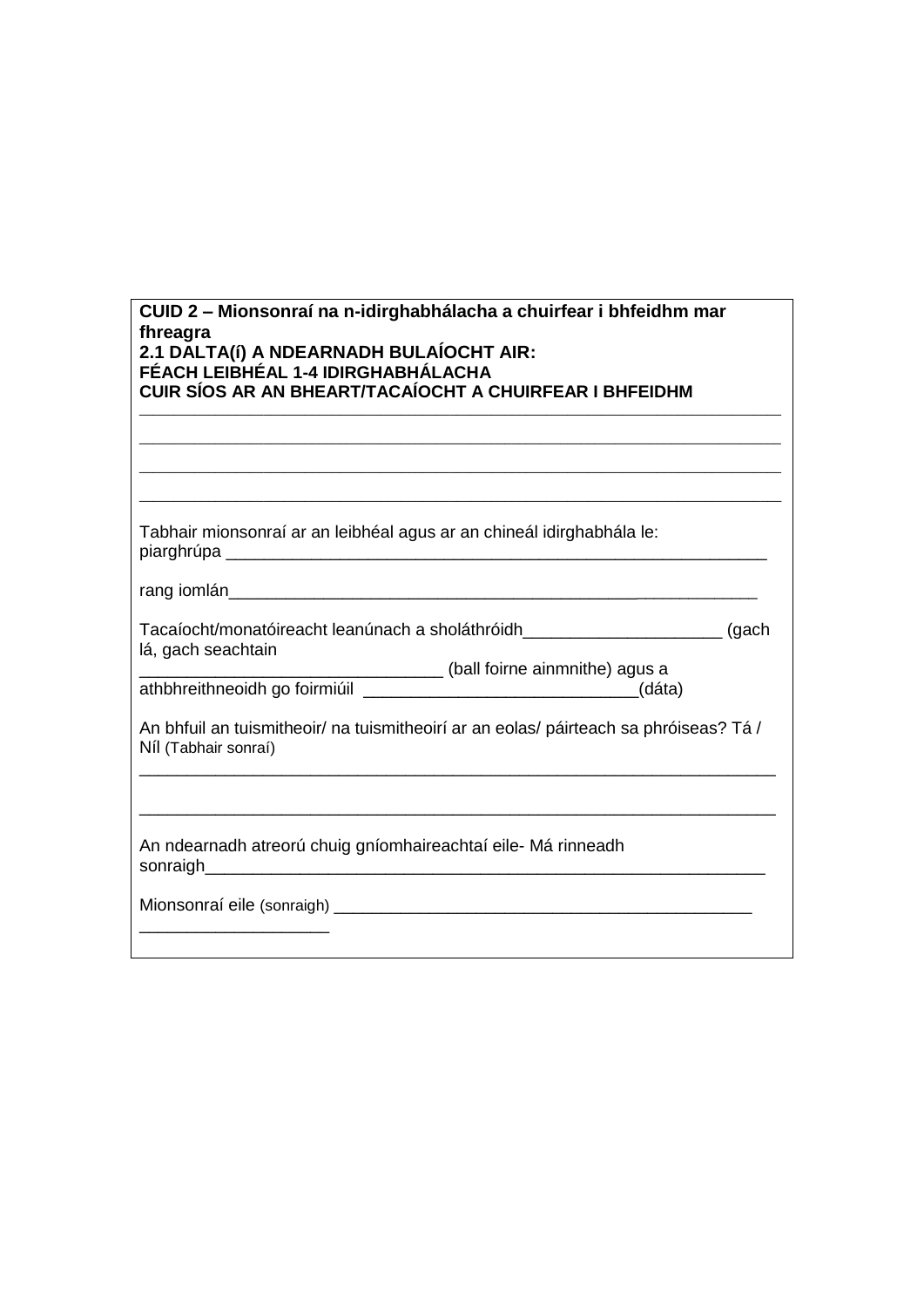**CUID 2 – Mionsonraí na n-idirghabhálacha a chuirfear i bhfeidhm mar fhreagra**
**2.1 DALTA(í) A NDEARNADH BULAÍOCHT AIR:**
**FÉACH LEIBHÉAL 1-4 IDIRGHABHÁLACHA**
**CUIR SÍOS AR AN BHEART/TACAÍOCHT A CHUIRFEAR I BHFEIDHM**

______________________________________________________________________
______________________________________________________________________
______________________________________________________________________
______________________________________________________________________

Tabhair mionsonraí ar an leibhéal agus ar an chineál idirghabhála le:
piarghrúpa ___________________________________________________________

rang iomlán__________________________________________________________

Tacaíocht/monatóireacht leanúnach a sholáthróidh_____________________ (gach lá, gach seachtain
_______________________________ (ball foirne ainmnithe) agus a athbhreithneoidh go foirmiúil ____________________________(dáta)

An bhfuil an tuismitheoir/ na tuismitheoirí ar an eolas/ páirteach sa phróiseas? Tá / Níl (Tabhair sonraí)
______________________________________________________________________

______________________________________________________________________

An ndearnadh atreorú chuig gníomhaireachtaí eile- Má rinneadh sonraigh______________________________________________________________

Mionsonraí eile (sonraigh) ____________________________________________
____________________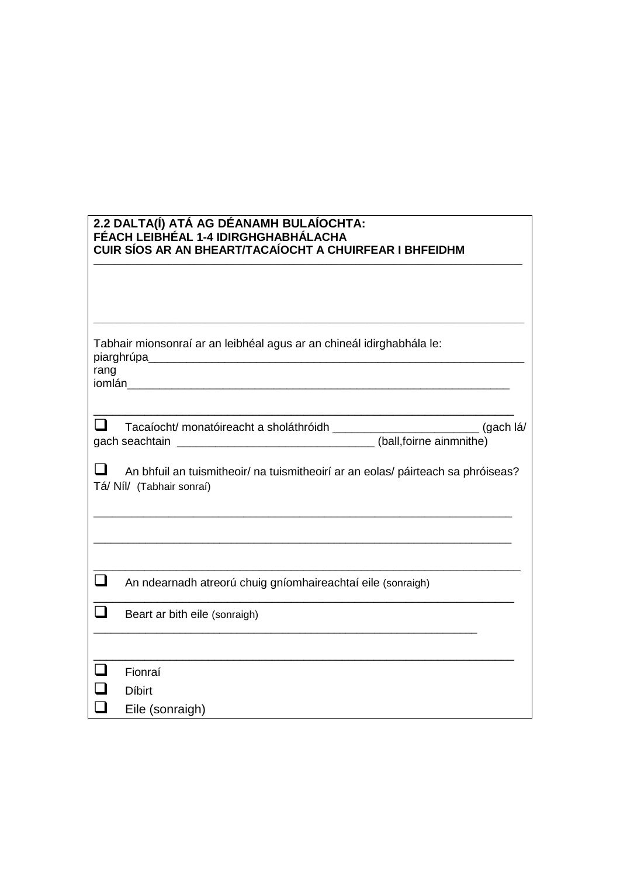**2.2 DALTA(Í) ATÁ AG DÉANAMH BULAÍOCHTA:**
**FÉACH LEIBHÉAL 1-4 IDIRGHGHABHÁLACHA**
**CUIR SÍOS AR AN BHEART/TACAÍOCHT A CHUIRFEAR I BHFEIDHM**

---

---

Tabhair mionsonraí ar an leibhéal agus ar an chineál idirghabhála le:
piarghrúpa_______________________________________________________________
rang
iomlán_______________________________________________________________

_______________________________________________________________

☐ Tacaíocht/ monatóireacht a sholáthróidh ______________________ (gach lá/ gach seachtain ______________________________ (ball,foirne ainmnithe)

☐ An bhfuil an tuismitheoir/ na tuismitheoirí ar an eolas/ páirteach sa phróiseas? Tá/ Níl/ (Tabhair sonraí)

_______________________________________________________________

_______________________________________________________________

_______________________________________________________________

☐ An ndearnadh atreorú chuig gníomhaireachtaí eile (sonraigh)

_______________________________________________________________

☐ Beart ar bith eile (sonraigh)

_______________________________________________________________

_______________________________________________________________

☐ Fionraí

☐ Díbirt

☐ Eile (sonraigh)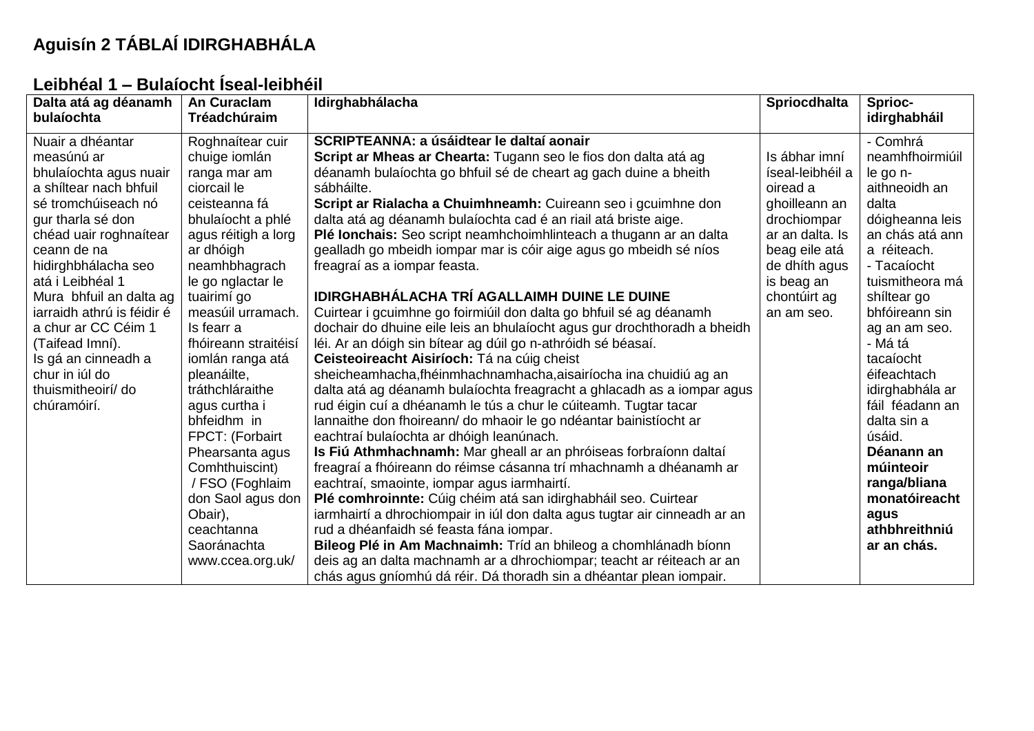**Aguisín 2 TÁBLAÍ IDIRGHABHÁLA**

**Leibhéal 1 – Bulaíocht Íseal-leibhéil**

| Dalta atá ag déanamh bulaíochta | An Curaclam Tréadchúraim | Idirghabhálacha | Spriocdhalta | Sprioc-idirghabháil |
|---|---|---|---|---|
| Nuair a dhéantar measúnú ar bhulaíochta agus nuair a shíltear nach bhfuil sé tromchúiseach nó gur tharla sé don chéad uair roghnaítear ceann de na hidirghbhálacha seo atá i Leibhéal 1<br>Mura bhfuil an dalta ag iarraidh athrú is féidir é a chur ar CC Céim 1 (Taifead Imní).<br>Is gá an cinneadh a chur in iúl do thuismitheoirí/ do chúramóirí. | Roghnaítear cuir chuige iomlán ranga mar am ciorcail le ceisteanna fá bhulaíocht a phlé agus réitigh a lorg ar dhóigh neamhbhagrach le go nglactar le tuairimí go measúil urramach. Is fearr a fhóireann straitéisí iomlán ranga atá pleanáilte, tráthchláraithe agus curtha i bhfeidhm in FPCT: (Forbairt Phearsanta agus Comhthuiscint) / FSO (Foghlaim don Saol agus don Obair), ceachtanna Saoránachta www.ccea.org.uk/ | **SCRIPTEANNA: a úsáidtear le daltaí aonair**<br>**Script ar Mheas ar Chearta:** Tugann seo le fios don dalta atá ag déanamh bulaíochta go bhfuil sé de cheart ag gach duine a bheith sábháilte.<br>**Script ar Rialacha a Chuimhneamh:** Cuireann seo i gcuimhne don dalta atá ag déanamh bulaíochta cad é an riail atá briste aige.<br>**Plé Ionchais:** Seo script neamhchoimhlinteach a thugann ar an dalta gealladh go mbeidh iompar mar is cóir aige agus go mbeidh sé níos freagraí as a iompar feasta.<br><br>**IDIRGHABHÁLACHA TRÍ AGALLAIMH DUINE LE DUINE**<br>Cuirtear i gcuimhne go foirmiúil don dalta go bhfuil sé ag déanamh dochair do dhuine eile leis an bhulaíocht agus gur drochthoradh a bheidh léi. Ar an dóigh sin bítear ag dúil go n-athróidh sé béasaí.<br>**Ceisteoireacht Aisiríoch:** Tá na cúig cheist sheicheamhacha,fhéinmhachnamhacha,aisairíocha ina chuidiú ag an dalta atá ag déanamh bulaíochta freagracht a ghlacadh as a iompar agus rud éigin cuí a dhéanamh le tús a chur le cúiteamh. Tugtar tacar lannaithe don fhoireann/ do mhaoir le go ndéantar bainistíocht ar eachtraí bulaíochta ar dhóigh leanúnach.<br>**Is Fiú Athmhachnamh:** Mar gheall ar an phróiseas forbraíonn daltaí freagraí a fhóireann do réimse cásanna trí mhachnamh a dhéanamh ar eachtraí, smaointe, iompar agus iarmhairtí.<br>**Plé comhroinnte:** Cúig chéim atá san idirghabháil seo. Cuirtear iarmhairtí a dhrochiompair in iúl don dalta agus tugtar air cinneadh ar an rud a dhéanfaidh sé feasta fána iompar.<br>**Bileog Plé in Am Machnaimh:** Tríd an bhileog a chomhlánadh bíonn deis ag an dalta machnamh a dhéanamh ar a dhrochiompar; teacht ar réiteach ar an chás agus gníomhú dá réir. Dá thoradh sin a dhéantar plean iompair. | Is ábhar imní íseal-leibhéil a oiread a ghoilleann an drochiompar ar an dalta. Is beag eile atá de dhíth agus is beag an chontúirt ag an am seo. | - Comhrá neamhfhoirmiúil le go n-aithneoidh an dalta dóigheanna leis an chás atá ann a réiteach.<br>- Tacaíocht tuismitheora má shíltear go bhfóireann sin ag an am seo.<br>- Má tá tacaíocht éifeachtach idirghabhála ar fáil féadann an dalta sin a úsáid.<br>**Déanann an múinteoir ranga/bliana monatóireacht agus athbhreithniú ar an chás.** |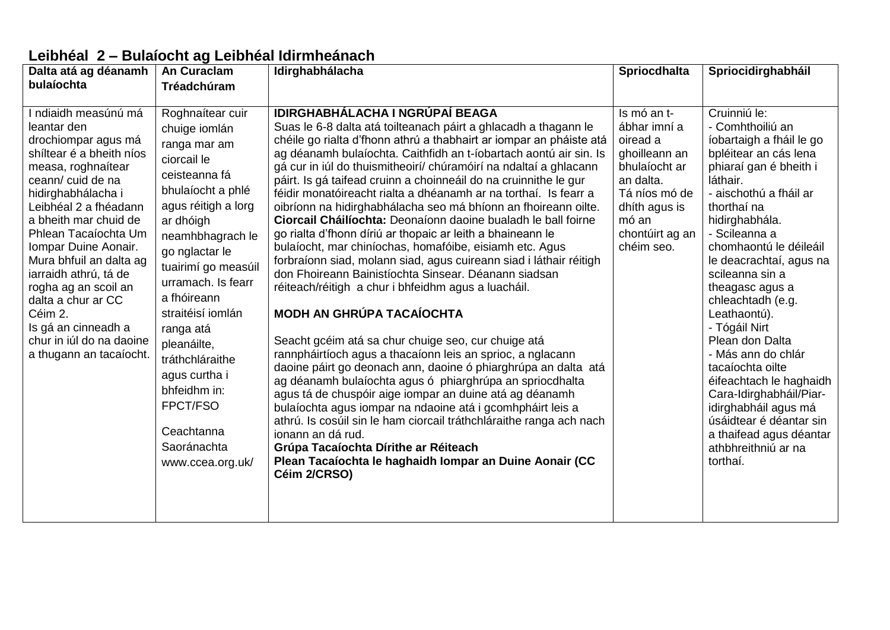## Leibhéal 2 – Bulaíocht ag Leibhéal Idirmheánach

| Dalta atá ag déanamh bulaíochta | An Curaclam Tréadchúram | Idirghabhálacha | Spriocdhalta | Spriocidirghabháil |
|---|---|---|---|---|
| I ndiaidh measúnú má leantar den drochiompar agus má shíltear é a bheith níos measa, roghnaítear ceann/ cuid de na hidirghabhálacha i Leibhéal 2 a fhéadann a bheith mar chuid de Phlean Tacaíochta Um Iompar Duine Aonair. Mura bhfuil an dalta ag iarraidh athrú, tá de rogha ag an scoil an dalta a chur ar CC Céim 2.<br>Is gá an cinneadh a chur in iúl do na daoine a thugann an tacaíocht. | Roghnaítear cuir chuige iomlán ranga mar am ciorcail le ceisteanna fá bhulaíocht a phlé agus réitigh a lorg ar dhóigh neamhbhagrach le go nglactar le tuairimí go measúil urramach. Is fearr a fhóireann straitéisí iomlán ranga atá pleanáilte, tráthchláraithe agus curtha i bhfeidhm in: FPCT/FSO<br>Ceachtanna Saoránachta www.ccea.org.uk/ | **IDIRGHABHÁLACHA I NGRÚPAÍ BEAGA**<br>Suas le 6-8 dalta atá toilteanach páirt a ghlacadh a thagann le chéile go rialta d'fhonn athrú a thabhairt ar iompar an pháiste atá ag déanamh bulaíochta. Caithfidh an t-íobartach aontú air sin. Is gá cur in iúl do thuismitheoirí/ chúramóirí na ndaltaí a ghlacann páirt. Is gá taifead cruinn a choinneáil do na cruinnithe le gur féidir monatóireacht rialta a dhéanamh ar na torthaí. Is fearr a oibríonn na hidirghabhálacha seo má bhíonn an fhoireann oilte.<br>**Ciorcail Cháilíochta:** Deonaíonn daoine bualadh le ball foirne go rialta d'fhonn díriú ar thopaic ar leith a bhaineann le bulaíocht, mar chiníochas, homafóibe, eisiamh etc. Agus forbraíonn siad, molann siad, agus cuireann siad i láthair réitigh don Fhoireann Bainistíochta Sinsear. Déanann siadsan réiteach/réitigh a chur i bhfeidhm agus a luacháil.<br><br>**MODH AN GHRÚPA TACAÍOCHTA**<br><br>Seacht gcéim atá sa chur chuige seo, cur chuige atá rannpháirtíoch agus a thacaíonn leis an sprioc, a nglacann daoine páirt go deonach ann, daoine ó phiarghrúpa an dalta atá ag déanamh bulaíochta agus ó phiarghrúpa an spriocdhalta agus tá de chuspóir aige iompar an duine atá ag déanamh bulaíochta agus iompar na ndaoine atá i gcomhpháirt leis a athrú. Is cosúil sin le ham ciorcail tráthchláraithe ranga ach nach ionann an dá rud.<br>**Grúpa Tacaíochta Dírithe ar Réiteach**<br>**Plean Tacaíochta le haghaidh Iompar an Duine Aonair (CC Céim 2/CRSO)** | Is mó an t-ábhar imní a oiread a ghoilleann an bhulaíocht ar an dalta.<br>Tá níos mó de dhíth agus is mó an chontúirt ag an chéim seo. | Cruinniú le:<br>- Comhthoiliú an íobartaigh a fháil le go bpléitear an cás lena phiaraí gan é bheith i láthair.<br>- aischothú a fháil ar thorthaí na hidirghabhála.<br>- Scileanna a chomhaontú le déileáil le deacrachtaí, agus na scileanna sin a theagasc agus a chleachtadh (e.g. Leathaontú).<br>- Tógáil Nirt<br>Plean don Dalta<br>- Más ann do chlár tacaíochta oilte éifeachtach le haghaidh Cara-Idirghabháil/Piar-idirghabháil agus má úsáidtear é déantar sin a thaifead agus déantar athbhreithniú ar na torthaí. |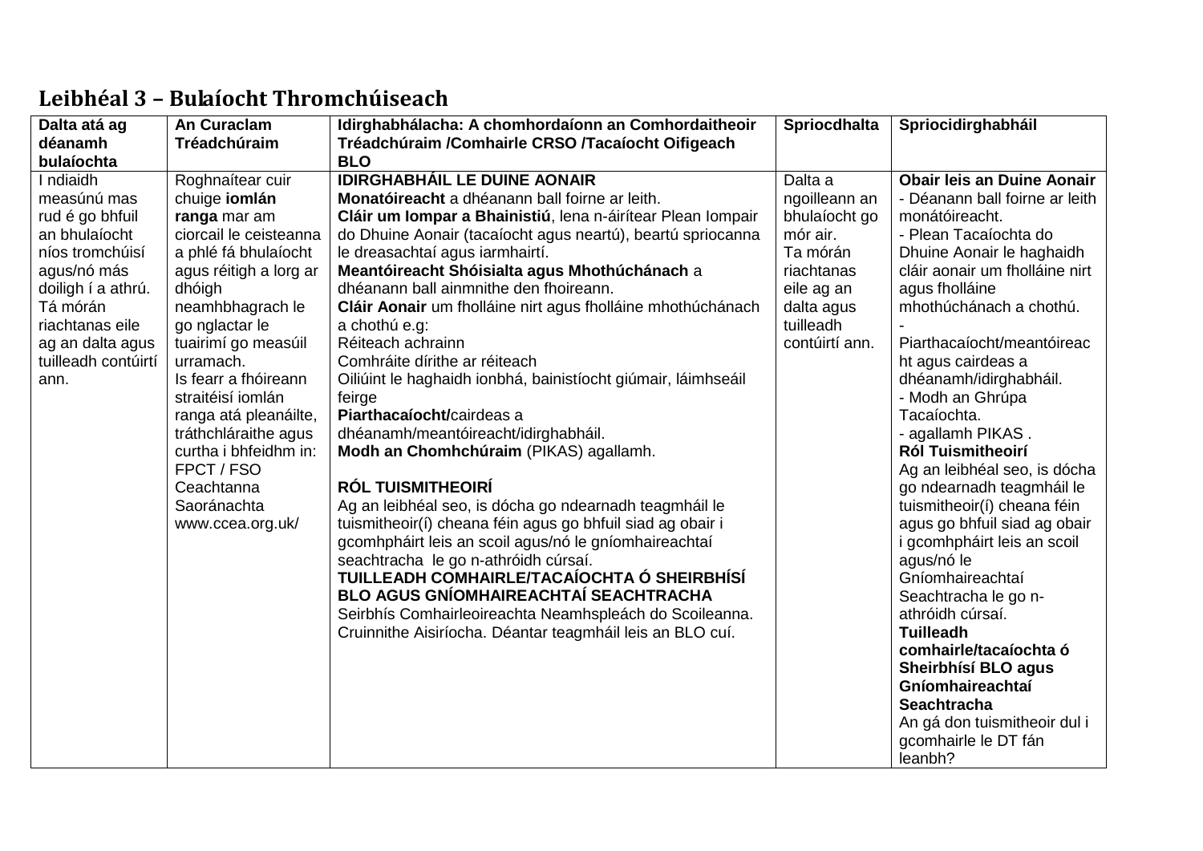## Leibhéal 3 – Bulaíocht Thromchúiseach

| Dalta atá ag déanamh bulaíochta | An Curaclam Tréadchúraim | Idirghabhálacha: A chomhordaíonn an Comhordaitheoir Tréadchúraim /Comhairle CRSO /Tacaíocht Oifigeach BLO | Spriocdhalta | Spriocidirghabháil |
|---|---|---|---|---|
| I ndiaidh measúnú mas rud é go bhfuil an bhulaíocht níos tromchúisí agus/nó más doiligh í a athrú. Tá mórán riachtanas eile ag an dalta agus tuilleadh contúirtí ann. | Roghnaítear cuir chuige **iomlán ranga** mar am ciorcail le ceisteanna a phlé fá bhulaíocht agus réitigh a lorg ar dhóigh neamhbhagrach le go nglactar le tuairimí go measúil urramach.<br>Is fearr a fhóireann straitéisí iomlán ranga atá pleanáilte, tráthchláraithe agus curtha i bhfeidhm in:<br>FPCT / FSO<br>Ceachtanna Saoránachta<br>www.ccea.org.uk/ | **IDIRGHABHÁIL LE DUINE AONAIR**<br>**Monatóireacht** a dhéanann ball foirne ar leith.<br>**Cláir um Iompar a Bhainistiú**, lena n-áirítear Plean Iompair do Dhuine Aonair (tacaíocht agus neartú), beartú spriocanna le dreasachtaí agus iarmhairtí.<br>**Meantóireacht Shóisialta agus Mhothúchánach** a dhéanann ball ainmnithe den fhoireann.<br>**Cláir Aonair** um fholláine nirt agus fholláine mhothúchánach a chothú e.g:<br>Réiteach achrainn<br>Comhráite dírithe ar réiteach<br>Oiliúint le haghaidh ionbhá, bainistíocht giúmair, láimhseáil feirge<br>**Piarthacaíocht/**cairdeas a dhéanamh/meantóireacht/idirghabháil.<br>**Modh an Chomhchúraim** (PIKAS) agallamh.<br><br>**RÓL TUISMITHEOIRÍ**<br>Ag an leibhéal seo, is dócha go ndearnadh teagmháil le tuismitheoir(í) cheana féin agus go bhfuil siad ag obair i gcomhpháirt leis an scoil agus/nó le gníomhaireachtaí seachtracha le go n-athróidh cúrsaí.<br>**TUILLEADH COMHAIRLE/TACAÍOCHTA Ó SHEIRBHÍSÍ BLO AGUS GNÍOMHAIREACHTAÍ SEACHTRACHA**<br>Seirbhís Comhairleoireachta Neamhspleách do Scoileanna.<br>Cruinnithe Aisiríocha. Déantar teagmháil leis an BLO cuí. | Dalta a ngoilleann an bhulaíocht go mór air.<br>Ta mórán riachtanas eile ag an dalta agus tuilleadh contúirtí ann. | **Obair leis an Duine Aonair**<br>- Déanann ball foirne ar leith monátóireacht.<br>- Plean Tacaíochta do Dhuine Aonair le haghaidh cláir aonair um fholláine nirt agus fholláine mhothúchánach a chothú.<br>- Piarthacaíocht/meantóireacht agus cairdeas a dhéanamh/idirghabháil.<br>- Modh an Ghrúpa Tacaíochta.<br>- agallamh PIKAS .<br>**Ról Tuismitheoirí**<br>Ag an leibhéal seo, is dócha go ndearnadh teagmháil le tuismitheoir(í) cheana féin agus go bhfuil siad ag obair i gcomhpháirt leis an scoil agus/nó le Gníomhaireachtaí Seachtracha le go n-athróidh cúrsaí.<br>**Tuilleadh comhairle/tacaíochta ó Sheirbhísí BLO agus Gníomhaireachtaí Seachtracha**<br>An gá don tuismitheoir dul i gcomhairle le DT fán leanbh? |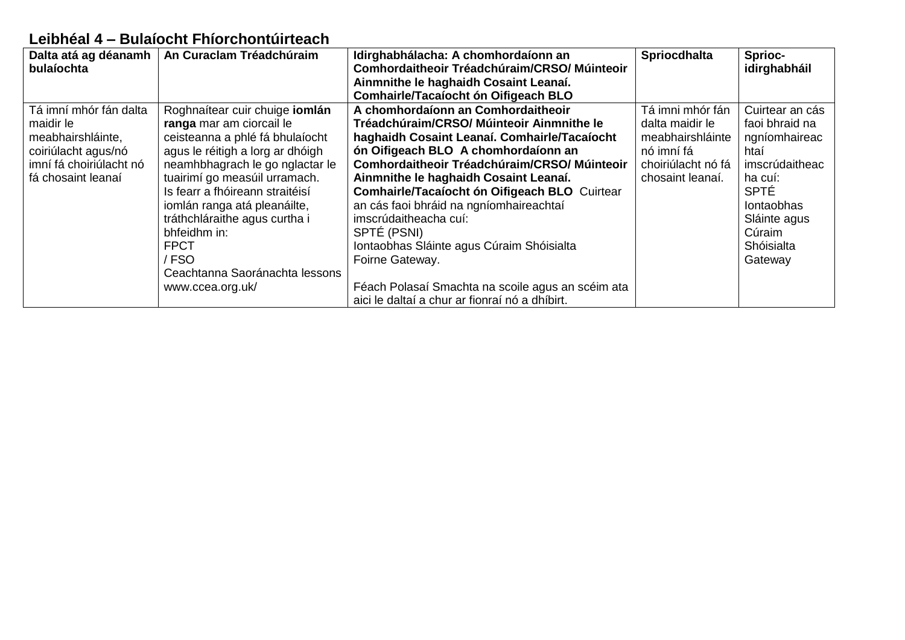## Leibhéal 4 – Bulaíocht Fhíorchontúirteach

| Dalta atá ag déanamh bulaíochta | An Curaclam Tréadchúraim | Idirghabhálacha: A chomhordaíonn an Comhordaitheoir Tréadchúraim/CRSO/ Múinteoir Ainmnithe le haghaidh Cosaint Leanaí. Comhairle/Tacaíocht ón Oifigeach BLO | Spriocdhalta | Sprioc-idirghabháil |
|---|---|---|---|---|
| Tá imní mhór fán dalta maidir le meabhairshláinte, coiriúlacht agus/nó imní fá choiriúlacht nó fá chosaint leanaí | Roghnaítear cuir chuige **iomlán ranga** mar am ciorcail le ceisteanna a phlé fá bhulaíocht agus le réitigh a lorg ar dhóigh neamhbhagrach le go nglactar le tuairimí go measúil urramach.<br>Is fearr a fhóireann straitéisí iomlán ranga atá pleanáilte, tráthchláraithe agus curtha i bhfeidhm in:<br>FPCT<br>/ FSO<br>Ceachtanna Saoránachta lessons<br>www.ccea.org.uk/ | **A chomhordaíonn an Comhordaitheoir Tréadchúraim/CRSO/ Múinteoir Ainmnithe le haghaidh Cosaint Leanaí. Comhairle/Tacaíocht ón Oifigeach BLO A chomhordaíonn an Comhordaitheoir Tréadchúraim/CRSO/ Múinteoir Ainmnithe le haghaidh Cosaint Leanaí. Comhairle/Tacaíocht ón Oifigeach BLO** Cuirtear an cás faoi bhráid na ngníomhaireachtaí imscrúdaitheacha cuí:<br>SPTÉ (PSNI)<br>Iontaobhas Sláinte agus Cúraim Shóisialta<br>Foirne Gateway.<br><br>Féach Polasaí Smachta na scoile agus an scéim ata aici le daltaí a chur ar fionraí nó a dhíbirt. | Tá imni mhór fán dalta maidir le meabhairshláinte nó imní fá choiriúlacht nó fá chosaint leanaí. | Cuirtear an cás faoi bhraid na ngníomhaireachtaí imscrúdaitheacha cuí:<br>SPTÉ<br>Iontaobhas Sláinte agus Cúraim Shóisialta<br>Gateway |